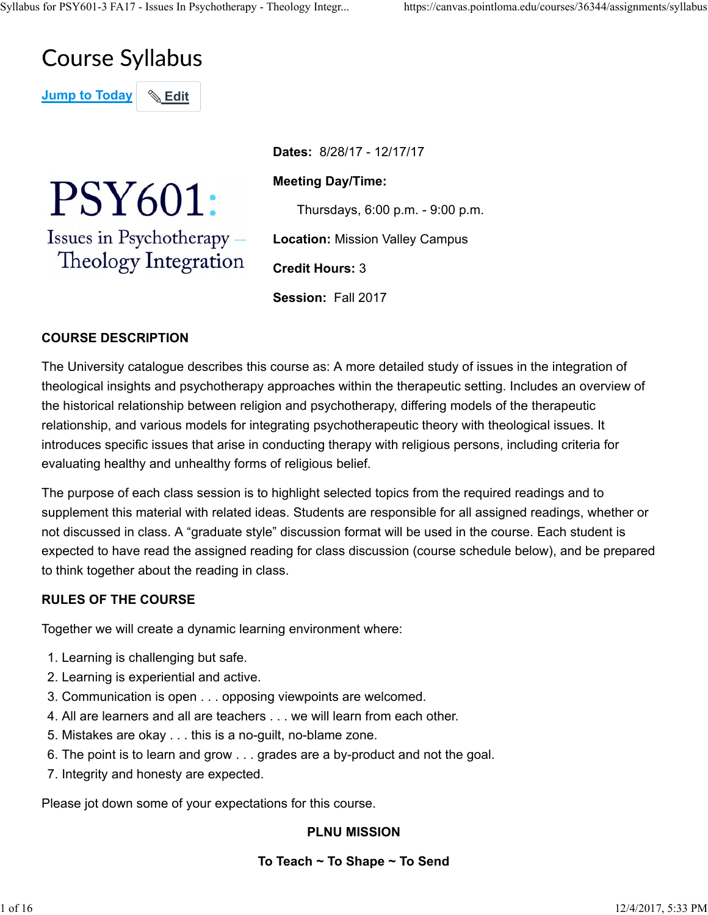# Course Syllabus

Jump to Today Edit

PSY601: Issues in Psychotherapy — Theology Integration

**Dates:** 8/28/17 - 12/17/17

**Meeting Day/Time:**

Thursdays, 6:00 p.m. - 9:00 p.m.

**Location:** Mission Valley Campus

**Credit Hours:** 3

**Session:** Fall 2017

## COURSE DESCRIPTION

The University catalogue describes this course as: A more detailed study of issues in the integration of theological insights and psychotherapy approaches within the therapeutic setting. Includes an overview of the historical relationship between religion and psychotherapy, differing models of the therapeutic relationship, and various models for integrating psychotherapeutic theory with theological issues. It introduces specific issues that arise in conducting therapy with religious persons, including criteria for evaluating healthy and unhealthy forms of religious belief.

The purpose of each class session is to highlight selected topics from the required readings and to supplement this material with related ideas. Students are responsible for all assigned readings, whether or not discussed in class. A "graduate style" discussion format will be used in the course. Each student is expected to have read the assigned reading for class discussion (course schedule below), and be prepared to think together about the reading in class.

## RULES OF THE COURSE

Together we will create a dynamic learning environment where:

1. Learning is challenging but safe.
2. Learning is experiential and active.
3. Communication is open . . . opposing viewpoints are welcomed.
4. All are learners and all are teachers . . . we will learn from each other.
5. Mistakes are okay . . . this is a no-guilt, no-blame zone.
6. The point is to learn and grow . . . grades are a by-product and not the goal.
7. Integrity and honesty are expected.

Please jot down some of your expectations for this course.

## PLNU MISSION

**To Teach ~ To Shape ~ To Send**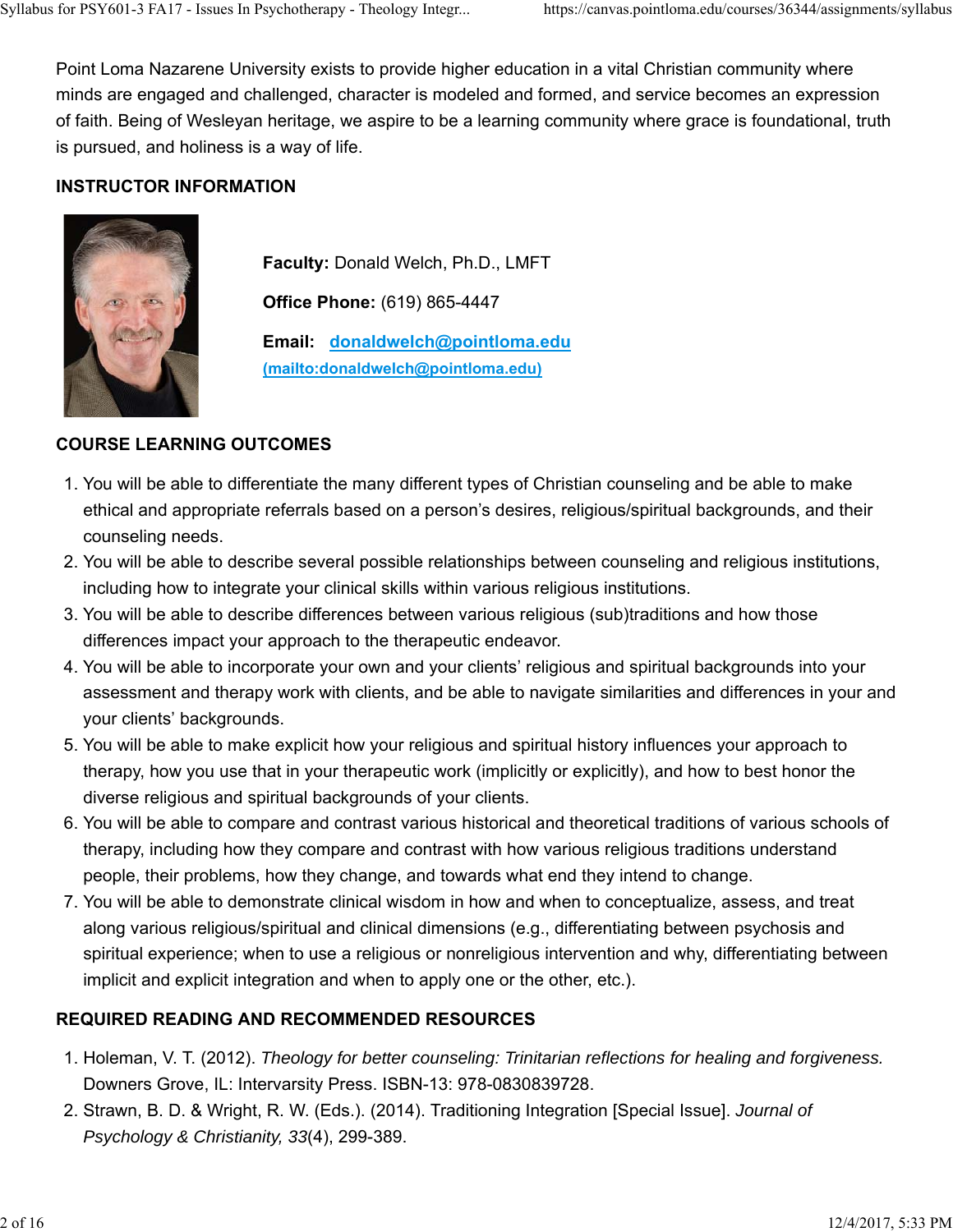Point Loma Nazarene University exists to provide higher education in a vital Christian community where minds are engaged and challenged, character is modeled and formed, and service becomes an expression of faith. Being of Wesleyan heritage, we aspire to be a learning community where grace is foundational, truth is pursued, and holiness is a way of life.

## INSTRUCTOR INFORMATION

**Faculty:** Donald Welch, Ph.D., LMFT

**Office Phone:** (619) 865-4447

**Email:** [donaldwelch@pointloma.edu](mailto:donaldwelch@pointloma.edu) (mailto:donaldwelch@pointloma.edu)

## COURSE LEARNING OUTCOMES

1. You will be able to differentiate the many different types of Christian counseling and be able to make ethical and appropriate referrals based on a person's desires, religious/spiritual backgrounds, and their counseling needs.
2. You will be able to describe several possible relationships between counseling and religious institutions, including how to integrate your clinical skills within various religious institutions.
3. You will be able to describe differences between various religious (sub)traditions and how those differences impact your approach to the therapeutic endeavor.
4. You will be able to incorporate your own and your clients' religious and spiritual backgrounds into your assessment and therapy work with clients, and be able to navigate similarities and differences in your and your clients' backgrounds.
5. You will be able to make explicit how your religious and spiritual history influences your approach to therapy, how you use that in your therapeutic work (implicitly or explicitly), and how to best honor the diverse religious and spiritual backgrounds of your clients.
6. You will be able to compare and contrast various historical and theoretical traditions of various schools of therapy, including how they compare and contrast with how various religious traditions understand people, their problems, how they change, and towards what end they intend to change.
7. You will be able to demonstrate clinical wisdom in how and when to conceptualize, assess, and treat along various religious/spiritual and clinical dimensions (e.g., differentiating between psychosis and spiritual experience; when to use a religious or nonreligious intervention and why, differentiating between implicit and explicit integration and when to apply one or the other, etc.).

## REQUIRED READING AND RECOMMENDED RESOURCES

1. Holeman, V. T. (2012). *Theology for better counseling: Trinitarian reflections for healing and forgiveness.* Downers Grove, IL: Intervarsity Press. ISBN-13: 978-0830839728.
2. Strawn, B. D. & Wright, R. W. (Eds.). (2014). Traditioning Integration [Special Issue]. *Journal of Psychology & Christianity, 33*(4), 299-389.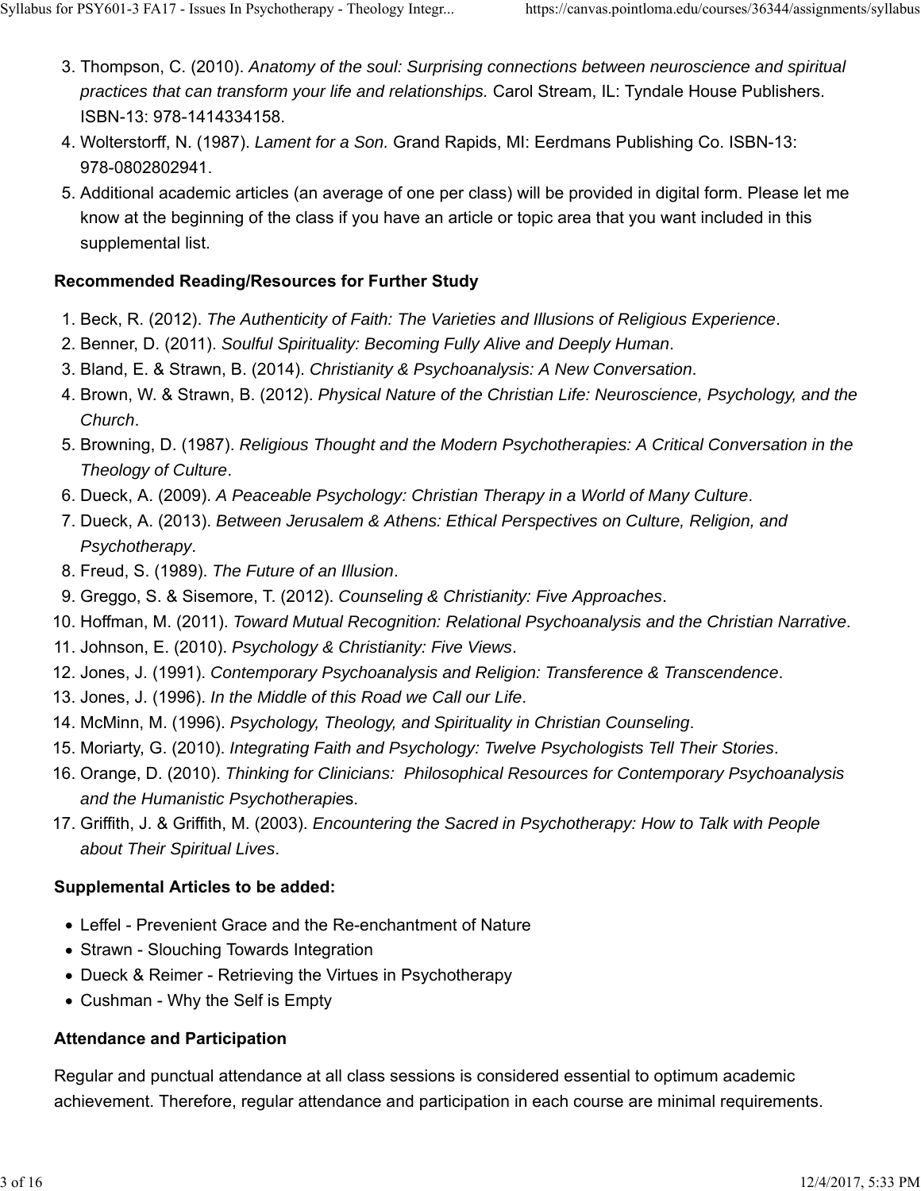3. Thompson, C. (2010). *Anatomy of the soul: Surprising connections between neuroscience and spiritual practices that can transform your life and relationships.* Carol Stream, IL: Tyndale House Publishers. ISBN-13: 978-1414334158.
4. Wolterstorff, N. (1987). *Lament for a Son.* Grand Rapids, MI: Eerdmans Publishing Co. ISBN-13: 978-0802802941.
5. Additional academic articles (an average of one per class) will be provided in digital form. Please let me know at the beginning of the class if you have an article or topic area that you want included in this supplemental list.

### Recommended Reading/Resources for Further Study

1. Beck, R. (2012). *The Authenticity of Faith: The Varieties and Illusions of Religious Experience*.
2. Benner, D. (2011). *Soulful Spirituality: Becoming Fully Alive and Deeply Human*.
3. Bland, E. & Strawn, B. (2014). *Christianity & Psychoanalysis: A New Conversation*.
4. Brown, W. & Strawn, B. (2012). *Physical Nature of the Christian Life: Neuroscience, Psychology, and the Church*.
5. Browning, D. (1987). *Religious Thought and the Modern Psychotherapies: A Critical Conversation in the Theology of Culture*.
6. Dueck, A. (2009). *A Peaceable Psychology: Christian Therapy in a World of Many Culture*.
7. Dueck, A. (2013). *Between Jerusalem & Athens: Ethical Perspectives on Culture, Religion, and Psychotherapy*.
8. Freud, S. (1989). *The Future of an Illusion*.
9. Greggo, S. & Sisemore, T. (2012). *Counseling & Christianity: Five Approaches*.
10. Hoffman, M. (2011). *Toward Mutual Recognition: Relational Psychoanalysis and the Christian Narrative*.
11. Johnson, E. (2010). *Psychology & Christianity: Five Views*.
12. Jones, J. (1991). *Contemporary Psychoanalysis and Religion: Transference & Transcendence*.
13. Jones, J. (1996). *In the Middle of this Road we Call our Life*.
14. McMinn, M. (1996). *Psychology, Theology, and Spirituality in Christian Counseling*.
15. Moriarty, G. (2010). *Integrating Faith and Psychology: Twelve Psychologists Tell Their Stories*.
16. Orange, D. (2010). *Thinking for Clinicians: Philosophical Resources for Contemporary Psychoanalysis and the Humanistic Psychotherapie*s.
17. Griffith, J. & Griffith, M. (2003). *Encountering the Sacred in Psychotherapy: How to Talk with People about Their Spiritual Lives*.

### Supplemental Articles to be added:

- Leffel - Prevenient Grace and the Re-enchantment of Nature
- Strawn - Slouching Towards Integration
- Dueck & Reimer - Retrieving the Virtues in Psychotherapy
- Cushman - Why the Self is Empty

### Attendance and Participation

Regular and punctual attendance at all class sessions is considered essential to optimum academic achievement. Therefore, regular attendance and participation in each course are minimal requirements.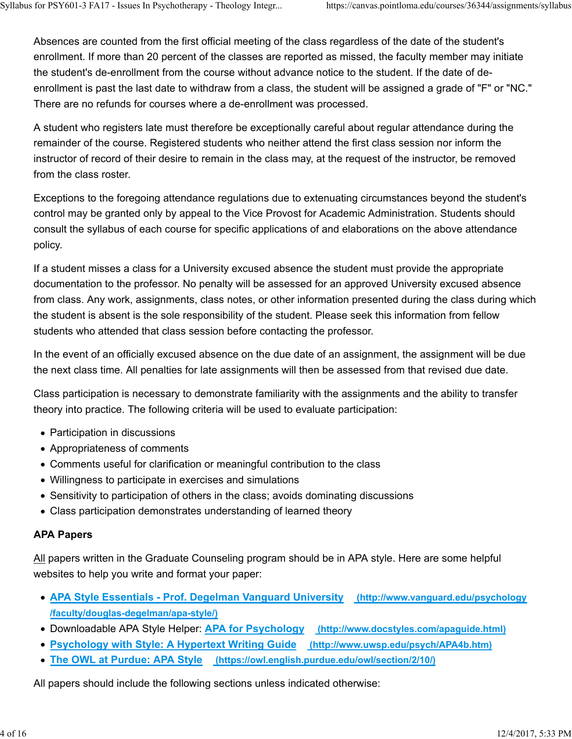Absences are counted from the first official meeting of the class regardless of the date of the student's enrollment. If more than 20 percent of the classes are reported as missed, the faculty member may initiate the student's de-enrollment from the course without advance notice to the student. If the date of de-enrollment is past the last date to withdraw from a class, the student will be assigned a grade of "F" or "NC." There are no refunds for courses where a de-enrollment was processed.

A student who registers late must therefore be exceptionally careful about regular attendance during the remainder of the course. Registered students who neither attend the first class session nor inform the instructor of record of their desire to remain in the class may, at the request of the instructor, be removed from the class roster.

Exceptions to the foregoing attendance regulations due to extenuating circumstances beyond the student's control may be granted only by appeal to the Vice Provost for Academic Administration. Students should consult the syllabus of each course for specific applications of and elaborations on the above attendance policy.

If a student misses a class for a University excused absence the student must provide the appropriate documentation to the professor. No penalty will be assessed for an approved University excused absence from class. Any work, assignments, class notes, or other information presented during the class during which the student is absent is the sole responsibility of the student. Please seek this information from fellow students who attended that class session before contacting the professor.

In the event of an officially excused absence on the due date of an assignment, the assignment will be due the next class time. All penalties for late assignments will then be assessed from that revised due date.

Class participation is necessary to demonstrate familiarity with the assignments and the ability to transfer theory into practice. The following criteria will be used to evaluate participation:

- Participation in discussions
- Appropriateness of comments
- Comments useful for clarification or meaningful contribution to the class
- Willingness to participate in exercises and simulations
- Sensitivity to participation of others in the class; avoids dominating discussions
- Class participation demonstrates understanding of learned theory

**APA Papers**

All papers written in the Graduate Counseling program should be in APA style. Here are some helpful websites to help you write and format your paper:

- [APA Style Essentials - Prof. Degelman Vanguard University](http://www.vanguard.edu/psychology/faculty/douglas-degelman/apa-style/) (http://www.vanguard.edu/psychology/faculty/douglas-degelman/apa-style/)
- Downloadable APA Style Helper: [APA for Psychology](http://www.docstyles.com/apaguide.html) (http://www.docstyles.com/apaguide.html)
- [Psychology with Style: A Hypertext Writing Guide](http://www.uwsp.edu/psych/APA4b.htm) (http://www.uwsp.edu/psych/APA4b.htm)
- [The OWL at Purdue: APA Style](https://owl.english.purdue.edu/owl/section/2/10/) (https://owl.english.purdue.edu/owl/section/2/10/)

All papers should include the following sections unless indicated otherwise: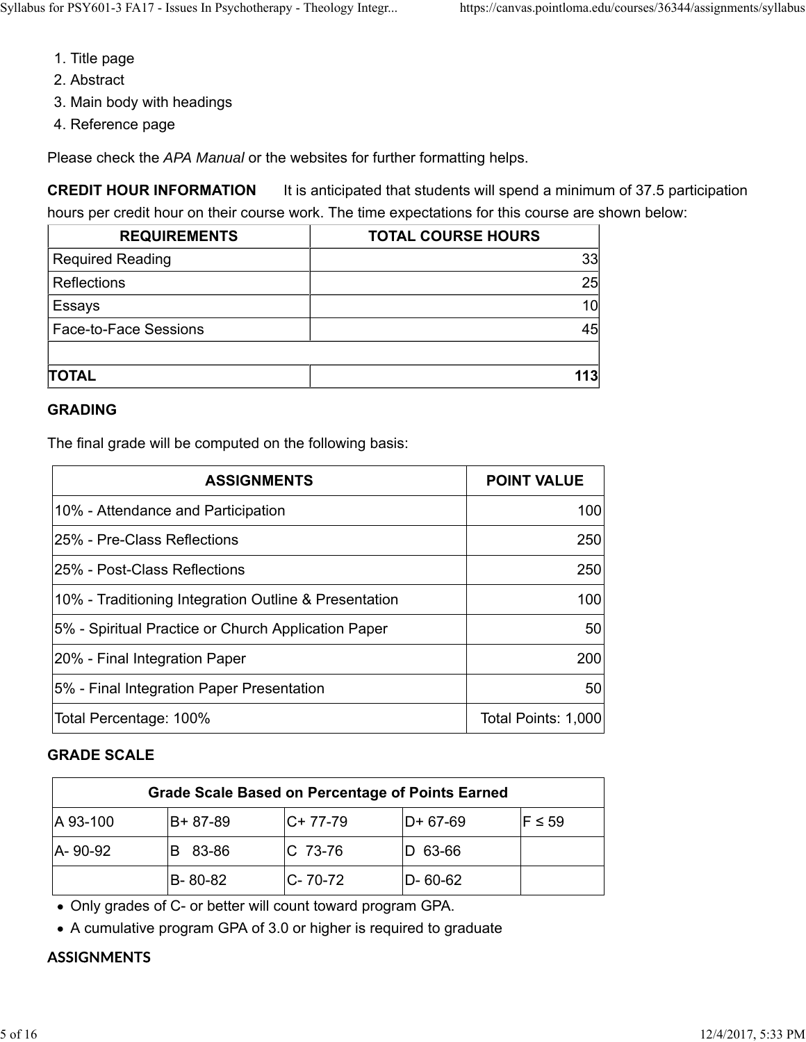1. Title page
2. Abstract
3. Main body with headings
4. Reference page

Please check the *APA Manual* or the websites for further formatting helps.

**CREDIT HOUR INFORMATION** It is anticipated that students will spend a minimum of 37.5 participation hours per credit hour on their course work. The time expectations for this course are shown below:

| REQUIREMENTS | TOTAL COURSE HOURS |
|---|---|
| Required Reading | 33 |
| Reflections | 25 |
| Essays | 10 |
| Face-to-Face Sessions | 45 |
| | |
| **TOTAL** | **113** |

## GRADING

The final grade will be computed on the following basis:

| ASSIGNMENTS | POINT VALUE |
|---|---|
| 10% - Attendance and Participation | 100 |
| 25% - Pre-Class Reflections | 250 |
| 25% - Post-Class Reflections | 250 |
| 10% - Traditioning Integration Outline & Presentation | 100 |
| 5% - Spiritual Practice or Church Application Paper | 50 |
| 20% - Final Integration Paper | 200 |
| 5% - Final Integration Paper Presentation | 50 |
| Total Percentage: 100% | Total Points: 1,000 |

## GRADE SCALE

| Grade Scale Based on Percentage of Points Earned | | | | |
|---|---|---|---|---|
| A 93-100 | B+ 87-89 | C+ 77-79 | D+ 67-69 | F ≤ 59 |
| A- 90-92 | B 83-86 | C 73-76 | D 63-66 | |
| | B- 80-82 | C- 70-72 | D- 60-62 | |

- Only grades of C- or better will count toward program GPA.
- A cumulative program GPA of 3.0 or higher is required to graduate

## ASSIGNMENTS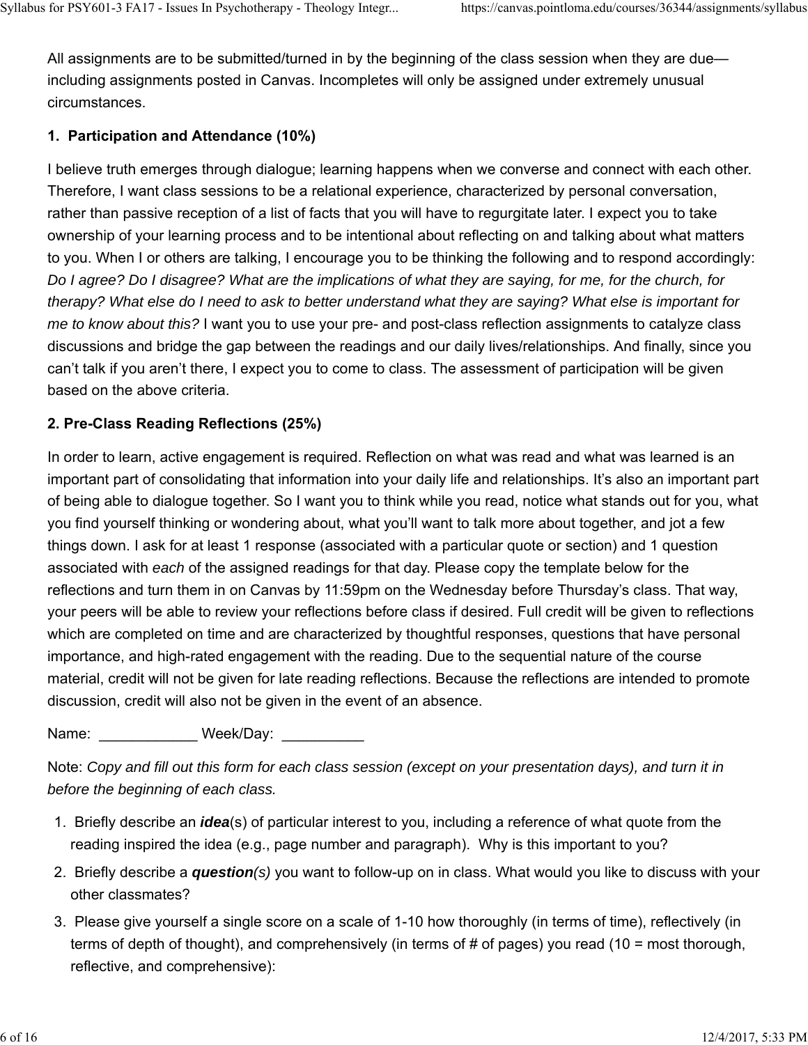All assignments are to be submitted/turned in by the beginning of the class session when they are due—including assignments posted in Canvas. Incompletes will only be assigned under extremely unusual circumstances.

**1. Participation and Attendance (10%)**

I believe truth emerges through dialogue; learning happens when we converse and connect with each other. Therefore, I want class sessions to be a relational experience, characterized by personal conversation, rather than passive reception of a list of facts that you will have to regurgitate later. I expect you to take ownership of your learning process and to be intentional about reflecting on and talking about what matters to you. When I or others are talking, I encourage you to be thinking the following and to respond accordingly: *Do I agree? Do I disagree? What are the implications of what they are saying, for me, for the church, for therapy? What else do I need to ask to better understand what they are saying? What else is important for me to know about this?* I want you to use your pre- and post-class reflection assignments to catalyze class discussions and bridge the gap between the readings and our daily lives/relationships. And finally, since you can't talk if you aren't there, I expect you to come to class. The assessment of participation will be given based on the above criteria.

**2. Pre-Class Reading Reflections (25%)**

In order to learn, active engagement is required. Reflection on what was read and what was learned is an important part of consolidating that information into your daily life and relationships. It's also an important part of being able to dialogue together. So I want you to think while you read, notice what stands out for you, what you find yourself thinking or wondering about, what you'll want to talk more about together, and jot a few things down. I ask for at least 1 response (associated with a particular quote or section) and 1 question associated with *each* of the assigned readings for that day. Please copy the template below for the reflections and turn them in on Canvas by 11:59pm on the Wednesday before Thursday's class. That way, your peers will be able to review your reflections before class if desired. Full credit will be given to reflections which are completed on time and are characterized by thoughtful responses, questions that have personal importance, and high-rated engagement with the reading. Due to the sequential nature of the course material, credit will not be given for late reading reflections. Because the reflections are intended to promote discussion, credit will also not be given in the event of an absence.

Name: ____________ Week/Day: __________

Note: *Copy and fill out this form for each class session (except on your presentation days), and turn it in before the beginning of each class.*

1. Briefly describe an ***idea***(s) of particular interest to you, including a reference of what quote from the reading inspired the idea (e.g., page number and paragraph). Why is this important to you?
2. Briefly describe a ***question****(s)* you want to follow-up on in class. What would you like to discuss with your other classmates?
3. Please give yourself a single score on a scale of 1-10 how thoroughly (in terms of time), reflectively (in terms of depth of thought), and comprehensively (in terms of # of pages) you read (10 = most thorough, reflective, and comprehensive):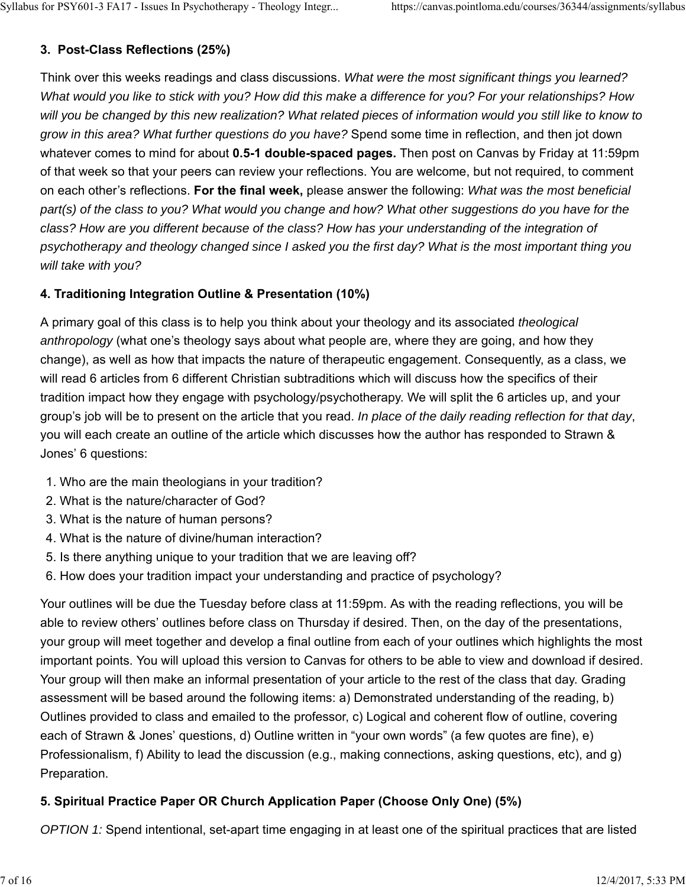### 3. Post-Class Reflections (25%)

Think over this weeks readings and class discussions. *What were the most significant things you learned? What would you like to stick with you? How did this make a difference for you? For your relationships? How will you be changed by this new realization? What related pieces of information would you still like to know to grow in this area? What further questions do you have?* Spend some time in reflection, and then jot down whatever comes to mind for about **0.5-1 double-spaced pages.** Then post on Canvas by Friday at 11:59pm of that week so that your peers can review your reflections. You are welcome, but not required, to comment on each other's reflections. **For the final week,** please answer the following: *What was the most beneficial part(s) of the class to you? What would you change and how? What other suggestions do you have for the class? How are you different because of the class? How has your understanding of the integration of psychotherapy and theology changed since I asked you the first day? What is the most important thing you will take with you?*

### 4. Traditioning Integration Outline & Presentation (10%)

A primary goal of this class is to help you think about your theology and its associated *theological anthropology* (what one's theology says about what people are, where they are going, and how they change), as well as how that impacts the nature of therapeutic engagement. Consequently, as a class, we will read 6 articles from 6 different Christian subtraditions which will discuss how the specifics of their tradition impact how they engage with psychology/psychotherapy. We will split the 6 articles up, and your group's job will be to present on the article that you read. *In place of the daily reading reflection for that day*, you will each create an outline of the article which discusses how the author has responded to Strawn & Jones' 6 questions:

1. Who are the main theologians in your tradition?
2. What is the nature/character of God?
3. What is the nature of human persons?
4. What is the nature of divine/human interaction?
5. Is there anything unique to your tradition that we are leaving off?
6. How does your tradition impact your understanding and practice of psychology?

Your outlines will be due the Tuesday before class at 11:59pm. As with the reading reflections, you will be able to review others' outlines before class on Thursday if desired. Then, on the day of the presentations, your group will meet together and develop a final outline from each of your outlines which highlights the most important points. You will upload this version to Canvas for others to be able to view and download if desired. Your group will then make an informal presentation of your article to the rest of the class that day. Grading assessment will be based around the following items: a) Demonstrated understanding of the reading, b) Outlines provided to class and emailed to the professor, c) Logical and coherent flow of outline, covering each of Strawn & Jones' questions, d) Outline written in "your own words" (a few quotes are fine), e) Professionalism, f) Ability to lead the discussion (e.g., making connections, asking questions, etc), and g) Preparation.

### 5. Spiritual Practice Paper OR Church Application Paper (Choose Only One) (5%)

*OPTION 1:* Spend intentional, set-apart time engaging in at least one of the spiritual practices that are listed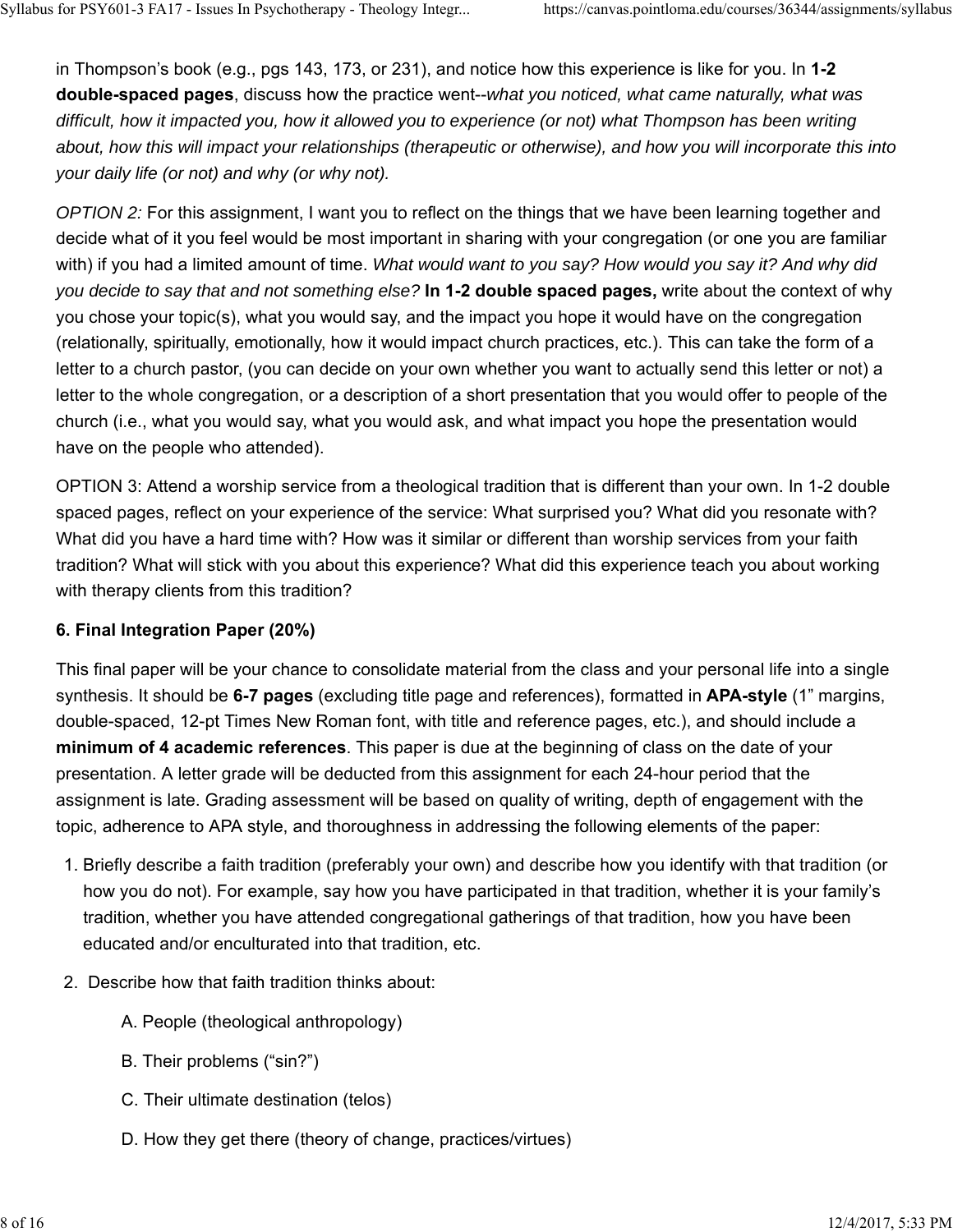in Thompson's book (e.g., pgs 143, 173, or 231), and notice how this experience is like for you. In **1-2 double-spaced pages**, discuss how the practice went--*what you noticed, what came naturally, what was difficult, how it impacted you, how it allowed you to experience (or not) what Thompson has been writing about, how this will impact your relationships (therapeutic or otherwise), and how you will incorporate this into your daily life (or not) and why (or why not).*

*OPTION 2:* For this assignment, I want you to reflect on the things that we have been learning together and decide what of it you feel would be most important in sharing with your congregation (or one you are familiar with) if you had a limited amount of time. *What would want to you say? How would you say it? And why did you decide to say that and not something else?* **In 1-2 double spaced pages,** write about the context of why you chose your topic(s), what you would say, and the impact you hope it would have on the congregation (relationally, spiritually, emotionally, how it would impact church practices, etc.). This can take the form of a letter to a church pastor, (you can decide on your own whether you want to actually send this letter or not) a letter to the whole congregation, or a description of a short presentation that you would offer to people of the church (i.e., what you would say, what you would ask, and what impact you hope the presentation would have on the people who attended).

OPTION 3: Attend a worship service from a theological tradition that is different than your own. In 1-2 double spaced pages, reflect on your experience of the service: What surprised you? What did you resonate with? What did you have a hard time with? How was it similar or different than worship services from your faith tradition? What will stick with you about this experience? What did this experience teach you about working with therapy clients from this tradition?

**6. Final Integration Paper (20%)**

This final paper will be your chance to consolidate material from the class and your personal life into a single synthesis. It should be **6-7 pages** (excluding title page and references), formatted in **APA-style** (1" margins, double-spaced, 12-pt Times New Roman font, with title and reference pages, etc.), and should include a **minimum of 4 academic references**. This paper is due at the beginning of class on the date of your presentation. A letter grade will be deducted from this assignment for each 24-hour period that the assignment is late. Grading assessment will be based on quality of writing, depth of engagement with the topic, adherence to APA style, and thoroughness in addressing the following elements of the paper:

1. Briefly describe a faith tradition (preferably your own) and describe how you identify with that tradition (or how you do not). For example, say how you have participated in that tradition, whether it is your family's tradition, whether you have attended congregational gatherings of that tradition, how you have been educated and/or enculturated into that tradition, etc.
2. Describe how that faith tradition thinks about:

   A. People (theological anthropology)

   B. Their problems ("sin?")

   C. Their ultimate destination (telos)

   D. How they get there (theory of change, practices/virtues)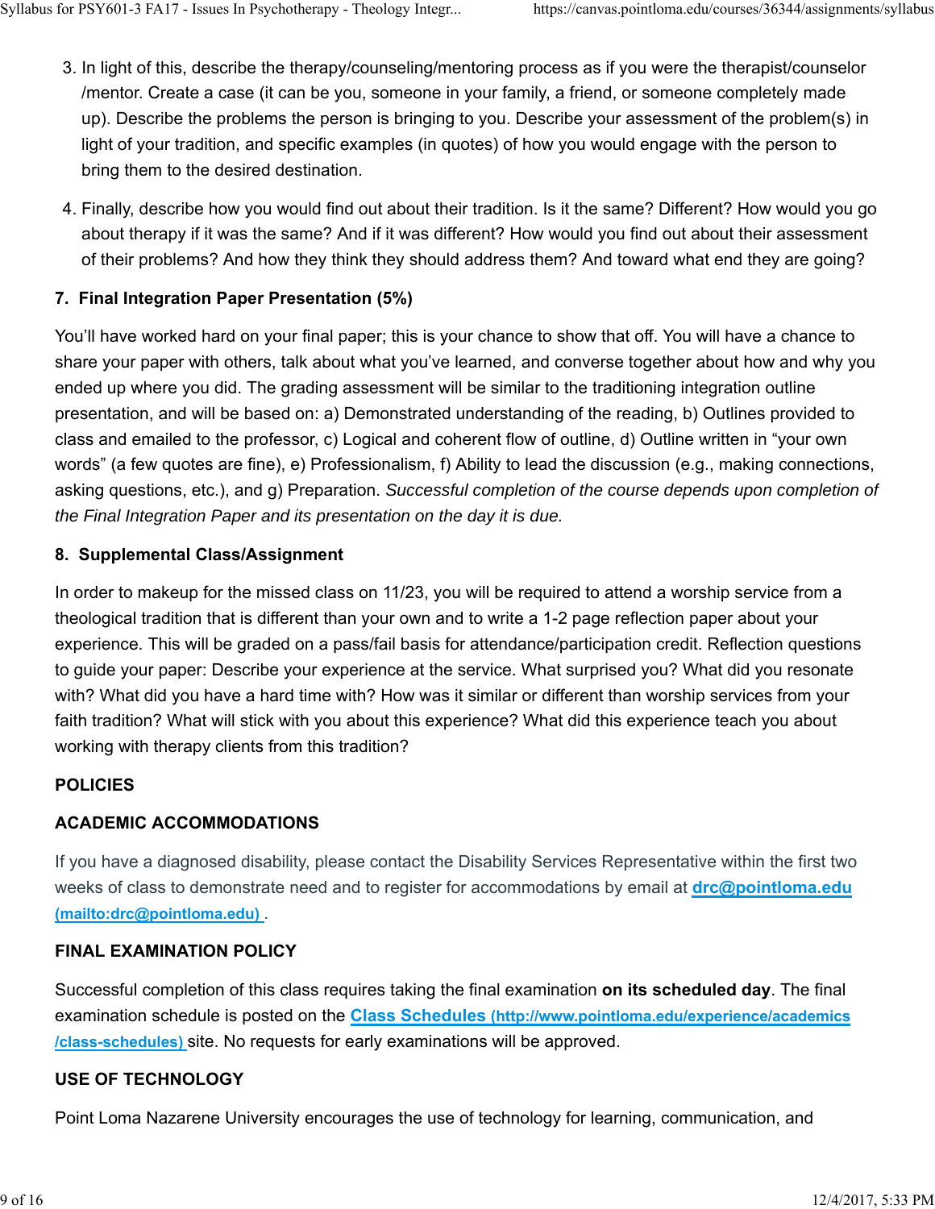3. In light of this, describe the therapy/counseling/mentoring process as if you were the therapist/counselor /mentor. Create a case (it can be you, someone in your family, a friend, or someone completely made up). Describe the problems the person is bringing to you. Describe your assessment of the problem(s) in light of your tradition, and specific examples (in quotes) of how you would engage with the person to bring them to the desired destination.
4. Finally, describe how you would find out about their tradition. Is it the same? Different? How would you go about therapy if it was the same? And if it was different? How would you find out about their assessment of their problems? And how they think they should address them? And toward what end they are going?

**7. Final Integration Paper Presentation (5%)**

You'll have worked hard on your final paper; this is your chance to show that off. You will have a chance to share your paper with others, talk about what you've learned, and converse together about how and why you ended up where you did. The grading assessment will be similar to the traditioning integration outline presentation, and will be based on: a) Demonstrated understanding of the reading, b) Outlines provided to class and emailed to the professor, c) Logical and coherent flow of outline, d) Outline written in "your own words" (a few quotes are fine), e) Professionalism, f) Ability to lead the discussion (e.g., making connections, asking questions, etc.), and g) Preparation. *Successful completion of the course depends upon completion of the Final Integration Paper and its presentation on the day it is due.*

**8. Supplemental Class/Assignment**

In order to makeup for the missed class on 11/23, you will be required to attend a worship service from a theological tradition that is different than your own and to write a 1-2 page reflection paper about your experience. This will be graded on a pass/fail basis for attendance/participation credit. Reflection questions to guide your paper: Describe your experience at the service. What surprised you? What did you resonate with? What did you have a hard time with? How was it similar or different than worship services from your faith tradition? What will stick with you about this experience? What did this experience teach you about working with therapy clients from this tradition?

**POLICIES**

**ACADEMIC ACCOMMODATIONS**

If you have a diagnosed disability, please contact the Disability Services Representative within the first two weeks of class to demonstrate need and to register for accommodations by email at [drc@pointloma.edu (mailto:drc@pointloma.edu)](mailto:drc@pointloma.edu).

**FINAL EXAMINATION POLICY**

Successful completion of this class requires taking the final examination **on its scheduled day**. The final examination schedule is posted on the [Class Schedules (http://www.pointloma.edu/experience/academics/class-schedules)](http://www.pointloma.edu/experience/academics/class-schedules) site. No requests for early examinations will be approved.

**USE OF TECHNOLOGY**

Point Loma Nazarene University encourages the use of technology for learning, communication, and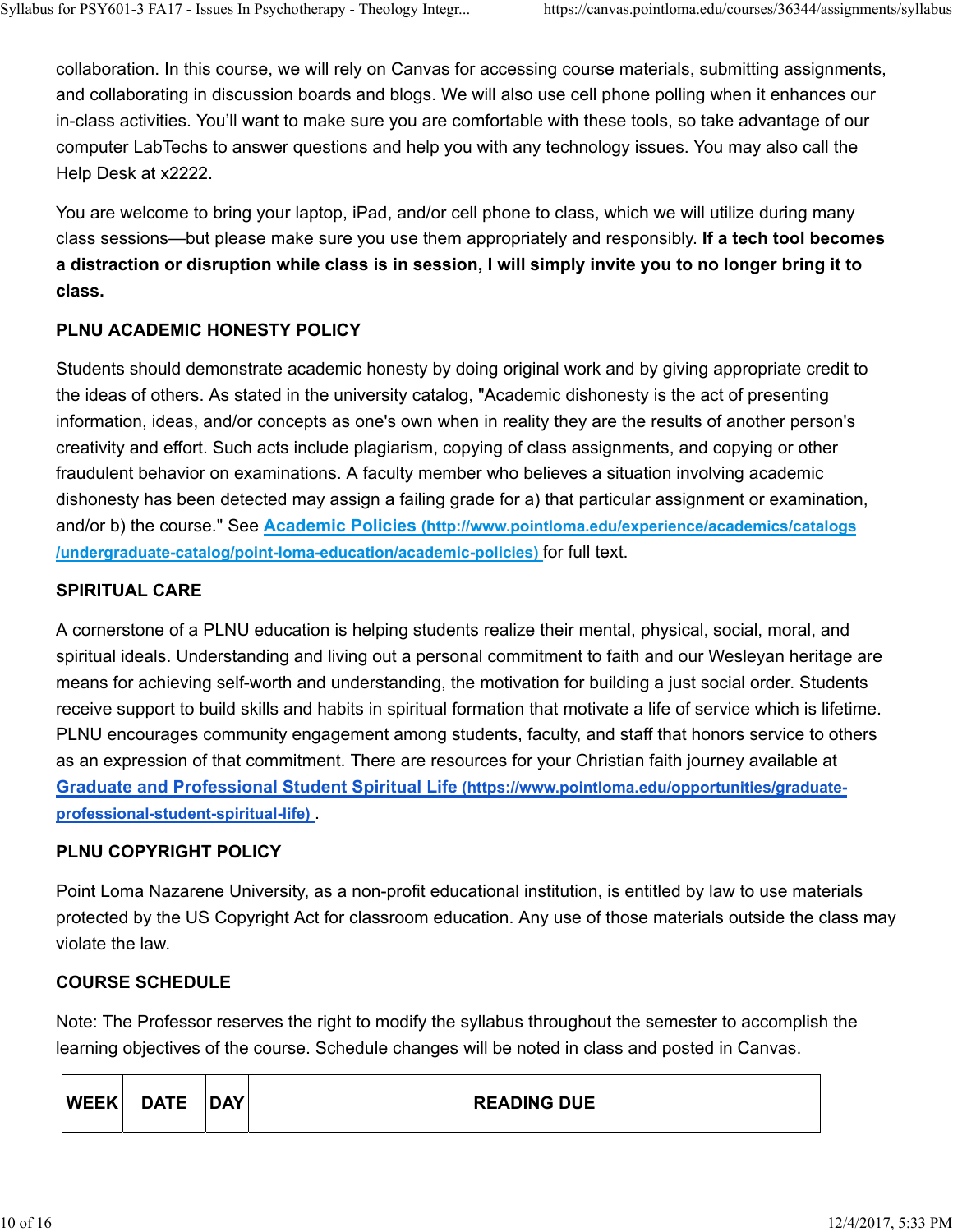collaboration. In this course, we will rely on Canvas for accessing course materials, submitting assignments, and collaborating in discussion boards and blogs. We will also use cell phone polling when it enhances our in-class activities. You'll want to make sure you are comfortable with these tools, so take advantage of our computer LabTechs to answer questions and help you with any technology issues. You may also call the Help Desk at x2222.

You are welcome to bring your laptop, iPad, and/or cell phone to class, which we will utilize during many class sessions—but please make sure you use them appropriately and responsibly. **If a tech tool becomes a distraction or disruption while class is in session, I will simply invite you to no longer bring it to class.**

### PLNU ACADEMIC HONESTY POLICY

Students should demonstrate academic honesty by doing original work and by giving appropriate credit to the ideas of others. As stated in the university catalog, "Academic dishonesty is the act of presenting information, ideas, and/or concepts as one's own when in reality they are the results of another person's creativity and effort. Such acts include plagiarism, copying of class assignments, and copying or other fraudulent behavior on examinations. A faculty member who believes a situation involving academic dishonesty has been detected may assign a failing grade for a) that particular assignment or examination, and/or b) the course." See [Academic Policies (http://www.pointloma.edu/experience/academics/catalogs/undergraduate-catalog/point-loma-education/academic-policies)](http://www.pointloma.edu/experience/academics/catalogs/undergraduate-catalog/point-loma-education/academic-policies) for full text.

### SPIRITUAL CARE

A cornerstone of a PLNU education is helping students realize their mental, physical, social, moral, and spiritual ideals. Understanding and living out a personal commitment to faith and our Wesleyan heritage are means for achieving self-worth and understanding, the motivation for building a just social order. Students receive support to build skills and habits in spiritual formation that motivate a life of service which is lifetime. PLNU encourages community engagement among students, faculty, and staff that honors service to others as an expression of that commitment. There are resources for your Christian faith journey available at [Graduate and Professional Student Spiritual Life (https://www.pointloma.edu/opportunities/graduate-professional-student-spiritual-life)](https://www.pointloma.edu/opportunities/graduate-professional-student-spiritual-life).

### PLNU COPYRIGHT POLICY

Point Loma Nazarene University, as a non-profit educational institution, is entitled by law to use materials protected by the US Copyright Act for classroom education. Any use of those materials outside the class may violate the law.

### COURSE SCHEDULE

Note: The Professor reserves the right to modify the syllabus throughout the semester to accomplish the learning objectives of the course. Schedule changes will be noted in class and posted in Canvas.

| WEEK | DATE | DAY | READING DUE |
|---|---|---|---|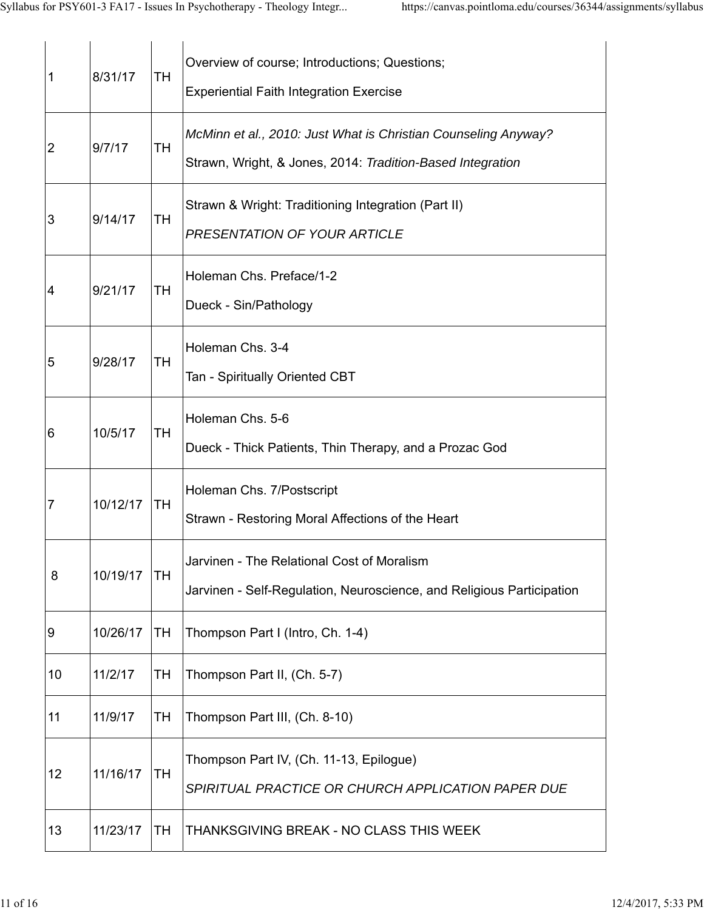| | | | |
|---|---|---|---|
| 1 | 8/31/17 | TH | Overview of course; Introductions; Questions;<br>Experiential Faith Integration Exercise |
| 2 | 9/7/17 | TH | *McMinn et al., 2010: Just What is Christian Counseling Anyway?*<br>Strawn, Wright, & Jones, 2014: *Tradition-Based Integration* |
| 3 | 9/14/17 | TH | Strawn & Wright: Traditioning Integration (Part II)<br>*PRESENTATION OF YOUR ARTICLE* |
| 4 | 9/21/17 | TH | Holeman Chs. Preface/1-2<br>Dueck - Sin/Pathology |
| 5 | 9/28/17 | TH | Holeman Chs. 3-4<br>Tan - Spiritually Oriented CBT |
| 6 | 10/5/17 | TH | Holeman Chs. 5-6<br>Dueck - Thick Patients, Thin Therapy, and a Prozac God |
| 7 | 10/12/17 | TH | Holeman Chs. 7/Postscript<br>Strawn - Restoring Moral Affections of the Heart |
| 8 | 10/19/17 | TH | Jarvinen - The Relational Cost of Moralism<br>Jarvinen - Self-Regulation, Neuroscience, and Religious Participation |
| 9 | 10/26/17 | TH | Thompson Part I (Intro, Ch. 1-4) |
| 10 | 11/2/17 | TH | Thompson Part II, (Ch. 5-7) |
| 11 | 11/9/17 | TH | Thompson Part III, (Ch. 8-10) |
| 12 | 11/16/17 | TH | Thompson Part IV, (Ch. 11-13, Epilogue)<br>*SPIRITUAL PRACTICE OR CHURCH APPLICATION PAPER DUE* |
| 13 | 11/23/17 | TH | THANKSGIVING BREAK - NO CLASS THIS WEEK |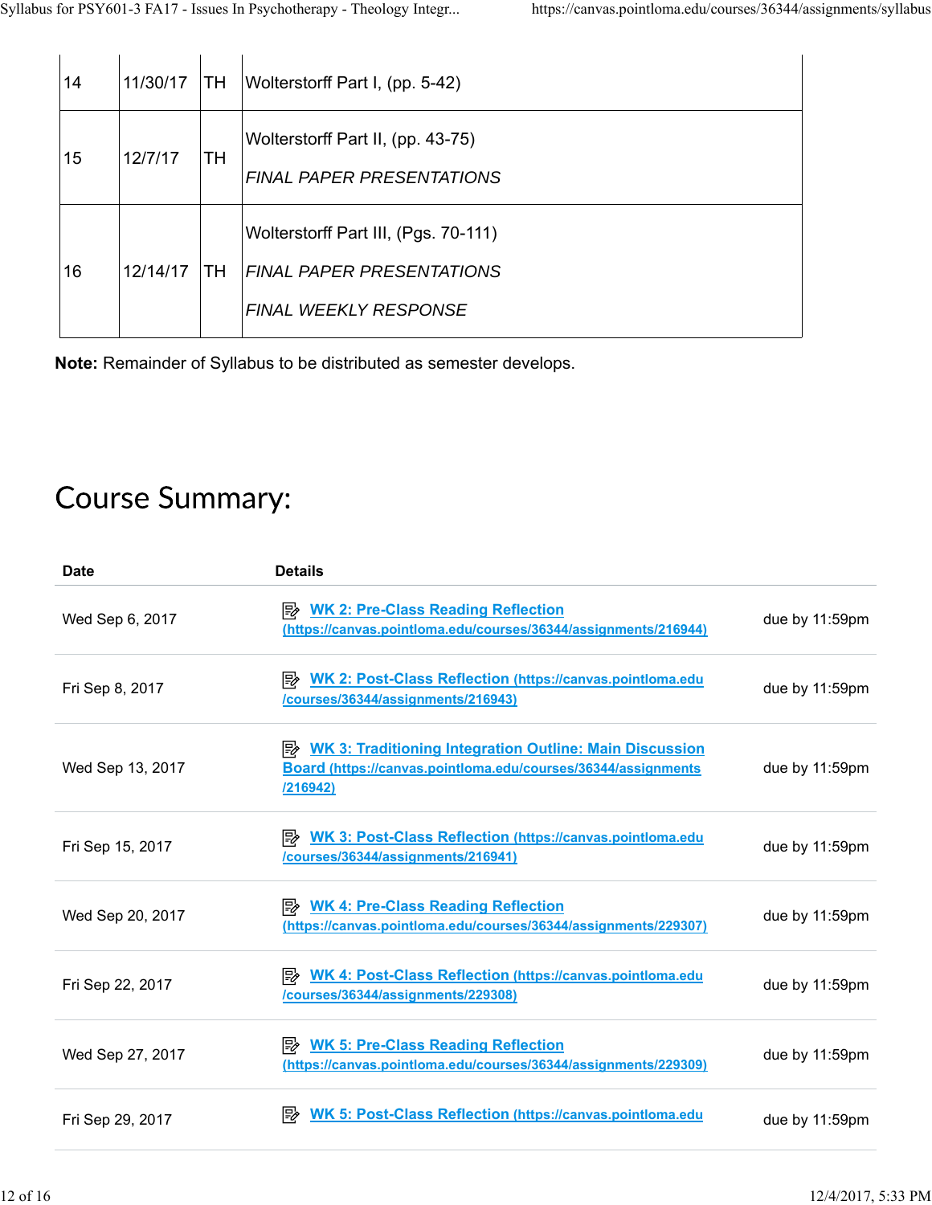| | | | |
|---|---|---|---|
| 14 | 11/30/17 | TH | Wolterstorff Part I, (pp. 5-42) |
| 15 | 12/7/17 | TH | Wolterstorff Part II, (pp. 43-75)<br><br>*FINAL PAPER PRESENTATIONS* |
| 16 | 12/14/17 | TH | Wolterstorff Part III, (Pgs. 70-111)<br><br>*FINAL PAPER PRESENTATIONS*<br><br>*FINAL WEEKLY RESPONSE* |

**Note:** Remainder of Syllabus to be distributed as semester develops.

# Course Summary:

| Date | Details | |
|---|---|---|
| Wed Sep 6, 2017 | WK 2: Pre-Class Reading Reflection (https://canvas.pointloma.edu/courses/36344/assignments/216944) | due by 11:59pm |
| Fri Sep 8, 2017 | WK 2: Post-Class Reflection (https://canvas.pointloma.edu/courses/36344/assignments/216943) | due by 11:59pm |
| Wed Sep 13, 2017 | WK 3: Traditioning Integration Outline: Main Discussion Board (https://canvas.pointloma.edu/courses/36344/assignments/216942) | due by 11:59pm |
| Fri Sep 15, 2017 | WK 3: Post-Class Reflection (https://canvas.pointloma.edu/courses/36344/assignments/216941) | due by 11:59pm |
| Wed Sep 20, 2017 | WK 4: Pre-Class Reading Reflection (https://canvas.pointloma.edu/courses/36344/assignments/229307) | due by 11:59pm |
| Fri Sep 22, 2017 | WK 4: Post-Class Reflection (https://canvas.pointloma.edu/courses/36344/assignments/229308) | due by 11:59pm |
| Wed Sep 27, 2017 | WK 5: Pre-Class Reading Reflection (https://canvas.pointloma.edu/courses/36344/assignments/229309) | due by 11:59pm |
| Fri Sep 29, 2017 | WK 5: Post-Class Reflection (https://canvas.pointloma.edu | due by 11:59pm |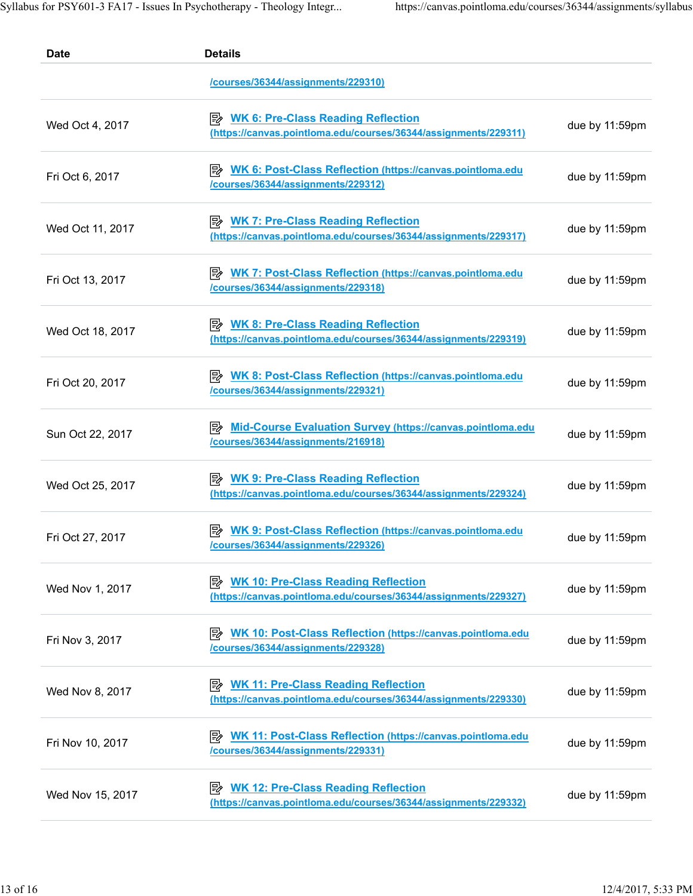| Date | Details | |
|---|---|---|
| | /courses/36344/assignments/229310) | |
| Wed Oct 4, 2017 | WK 6: Pre-Class Reading Reflection (https://canvas.pointloma.edu/courses/36344/assignments/229311) | due by 11:59pm |
| Fri Oct 6, 2017 | WK 6: Post-Class Reflection (https://canvas.pointloma.edu/courses/36344/assignments/229312) | due by 11:59pm |
| Wed Oct 11, 2017 | WK 7: Pre-Class Reading Reflection (https://canvas.pointloma.edu/courses/36344/assignments/229317) | due by 11:59pm |
| Fri Oct 13, 2017 | WK 7: Post-Class Reflection (https://canvas.pointloma.edu/courses/36344/assignments/229318) | due by 11:59pm |
| Wed Oct 18, 2017 | WK 8: Pre-Class Reading Reflection (https://canvas.pointloma.edu/courses/36344/assignments/229319) | due by 11:59pm |
| Fri Oct 20, 2017 | WK 8: Post-Class Reflection (https://canvas.pointloma.edu/courses/36344/assignments/229321) | due by 11:59pm |
| Sun Oct 22, 2017 | Mid-Course Evaluation Survey (https://canvas.pointloma.edu/courses/36344/assignments/216918) | due by 11:59pm |
| Wed Oct 25, 2017 | WK 9: Pre-Class Reading Reflection (https://canvas.pointloma.edu/courses/36344/assignments/229324) | due by 11:59pm |
| Fri Oct 27, 2017 | WK 9: Post-Class Reflection (https://canvas.pointloma.edu/courses/36344/assignments/229326) | due by 11:59pm |
| Wed Nov 1, 2017 | WK 10: Pre-Class Reading Reflection (https://canvas.pointloma.edu/courses/36344/assignments/229327) | due by 11:59pm |
| Fri Nov 3, 2017 | WK 10: Post-Class Reflection (https://canvas.pointloma.edu/courses/36344/assignments/229328) | due by 11:59pm |
| Wed Nov 8, 2017 | WK 11: Pre-Class Reading Reflection (https://canvas.pointloma.edu/courses/36344/assignments/229330) | due by 11:59pm |
| Fri Nov 10, 2017 | WK 11: Post-Class Reflection (https://canvas.pointloma.edu/courses/36344/assignments/229331) | due by 11:59pm |
| Wed Nov 15, 2017 | WK 12: Pre-Class Reading Reflection (https://canvas.pointloma.edu/courses/36344/assignments/229332) | due by 11:59pm |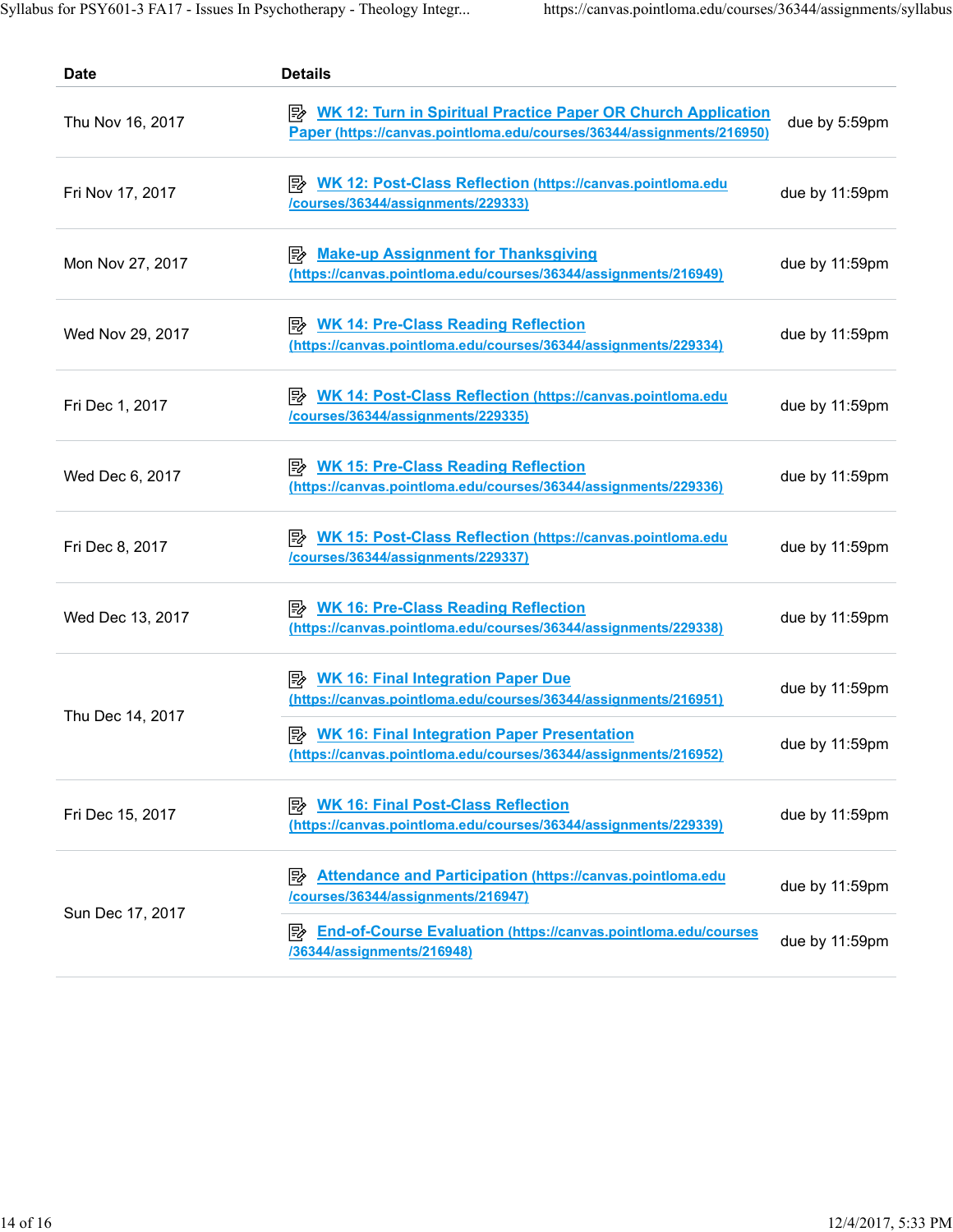| Date | Details | |
|---|---|---|
| Thu Nov 16, 2017 | WK 12: Turn in Spiritual Practice Paper OR Church Application Paper (https://canvas.pointloma.edu/courses/36344/assignments/216950) | due by 5:59pm |
| Fri Nov 17, 2017 | WK 12: Post-Class Reflection (https://canvas.pointloma.edu/courses/36344/assignments/229333) | due by 11:59pm |
| Mon Nov 27, 2017 | Make-up Assignment for Thanksgiving (https://canvas.pointloma.edu/courses/36344/assignments/216949) | due by 11:59pm |
| Wed Nov 29, 2017 | WK 14: Pre-Class Reading Reflection (https://canvas.pointloma.edu/courses/36344/assignments/229334) | due by 11:59pm |
| Fri Dec 1, 2017 | WK 14: Post-Class Reflection (https://canvas.pointloma.edu/courses/36344/assignments/229335) | due by 11:59pm |
| Wed Dec 6, 2017 | WK 15: Pre-Class Reading Reflection (https://canvas.pointloma.edu/courses/36344/assignments/229336) | due by 11:59pm |
| Fri Dec 8, 2017 | WK 15: Post-Class Reflection (https://canvas.pointloma.edu/courses/36344/assignments/229337) | due by 11:59pm |
| Wed Dec 13, 2017 | WK 16: Pre-Class Reading Reflection (https://canvas.pointloma.edu/courses/36344/assignments/229338) | due by 11:59pm |
| Thu Dec 14, 2017 | WK 16: Final Integration Paper Due (https://canvas.pointloma.edu/courses/36344/assignments/216951) | due by 11:59pm |
| | WK 16: Final Integration Paper Presentation (https://canvas.pointloma.edu/courses/36344/assignments/216952) | due by 11:59pm |
| Fri Dec 15, 2017 | WK 16: Final Post-Class Reflection (https://canvas.pointloma.edu/courses/36344/assignments/229339) | due by 11:59pm |
| Sun Dec 17, 2017 | Attendance and Participation (https://canvas.pointloma.edu/courses/36344/assignments/216947) | due by 11:59pm |
| | End-of-Course Evaluation (https://canvas.pointloma.edu/courses/36344/assignments/216948) | due by 11:59pm |